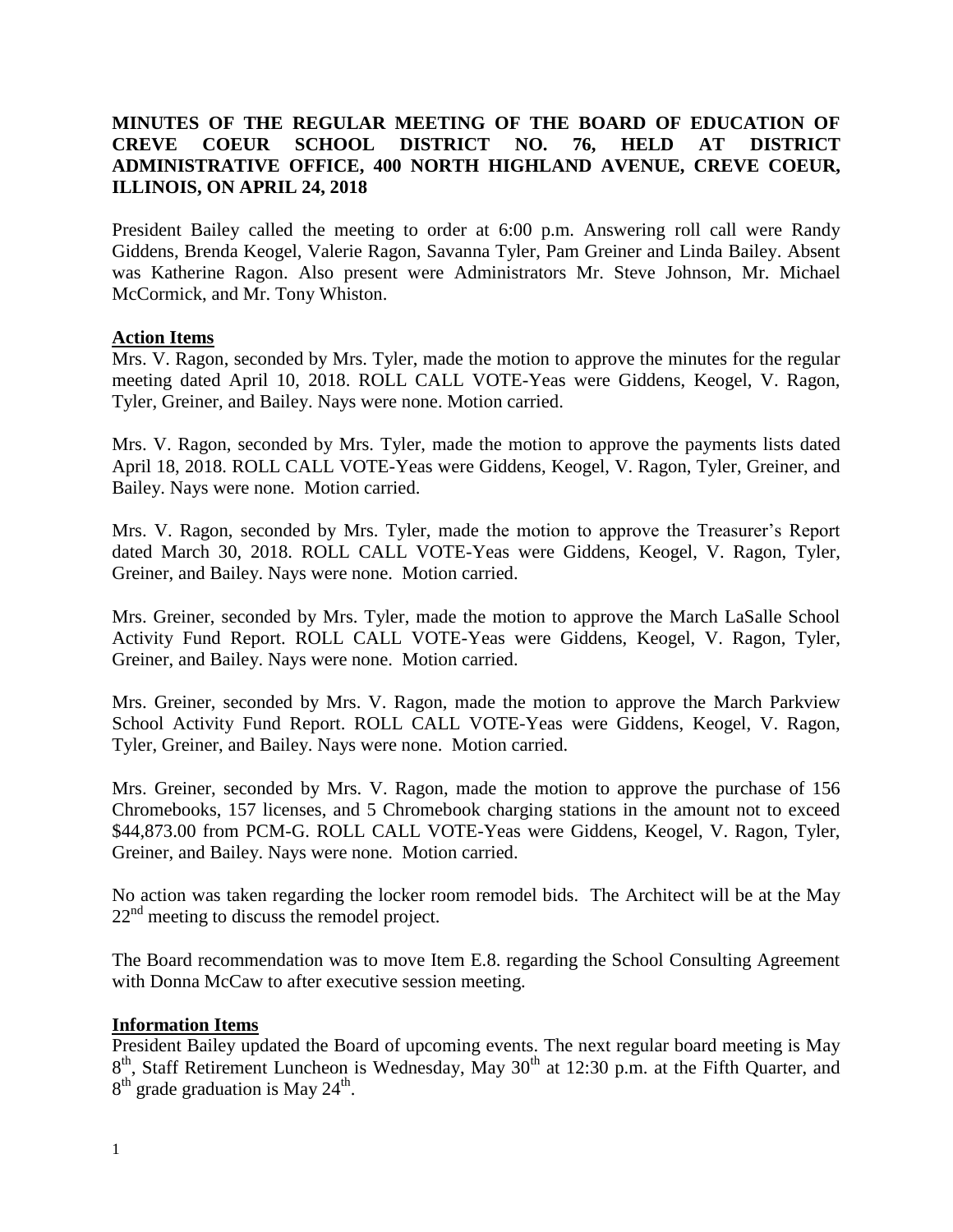# MINUTES OF THE REGULAR MEETING OF THE BOARD OF EDUCATION OF CREVE COEUR SCHOOL DISTRICT NO. 76, HELD AT DISTRICT ADMINISTRATIVE OFFICE, 400 NORTH HIGHLAND AVENUE, CREVE COEUR, ILLINOIS, ON APRIL 24, 2018

President Bailey called the meeting to order at 6:00 p.m. Answering roll call were Randy Giddens, Brenda Keogel, Valerie Ragon, Savanna Tyler, Pam Greiner and Linda Bailey. Absent was Katherine Ragon. Also present were Administrators Mr. Steve Johnson, Mr. Michael McCormick, and Mr. Tony Whiston.

## Action Items

Mrs. V. Ragon, seconded by Mrs. Tyler, made the motion to approve the minutes for the regular meeting dated April 10, 2018. ROLL CALL VOTE-Yeas were Giddens, Keogel, V. Ragon, Tyler, Greiner, and Bailey. Nays were none. Motion carried.

Mrs. V. Ragon, seconded by Mrs. Tyler, made the motion to approve the payments lists dated April 18, 2018. ROLL CALL VOTE-Yeas were Giddens, Keogel, V. Ragon, Tyler, Greiner, and Bailey. Nays were none. Motion carried.

Mrs. V. Ragon, seconded by Mrs. Tyler, made the motion to approve the Treasurer's Report dated March 30, 2018. ROLL CALL VOTE-Yeas were Giddens, Keogel, V. Ragon, Tyler, Greiner, and Bailey. Nays were none. Motion carried.

Mrs. Greiner, seconded by Mrs. Tyler, made the motion to approve the March LaSalle School Activity Fund Report. ROLL CALL VOTE-Yeas were Giddens, Keogel, V. Ragon, Tyler, Greiner, and Bailey. Nays were none. Motion carried.

Mrs. Greiner, seconded by Mrs. V. Ragon, made the motion to approve the March Parkview School Activity Fund Report. ROLL CALL VOTE-Yeas were Giddens, Keogel, V. Ragon, Tyler, Greiner, and Bailey. Nays were none. Motion carried.

Mrs. Greiner, seconded by Mrs. V. Ragon, made the motion to approve the purchase of 156 Chromebooks, 157 licenses, and 5 Chromebook charging stations in the amount not to exceed $44,873.00 from PCM-G. ROLL CALL VOTE-Yeas were Giddens, Keogel, V. Ragon, Tyler, Greiner, and Bailey. Nays were none. Motion carried.

No action was taken regarding the locker room remodel bids. The Architect will be at the May 22nd meeting to discuss the remodel project.

The Board recommendation was to move Item E.8. regarding the School Consulting Agreement with Donna McCaw to after executive session meeting.

## Information Items

President Bailey updated the Board of upcoming events. The next regular board meeting is May 8th, Staff Retirement Luncheon is Wednesday, May 30th at 12:30 p.m. at the Fifth Quarter, and 8th grade graduation is May 24th.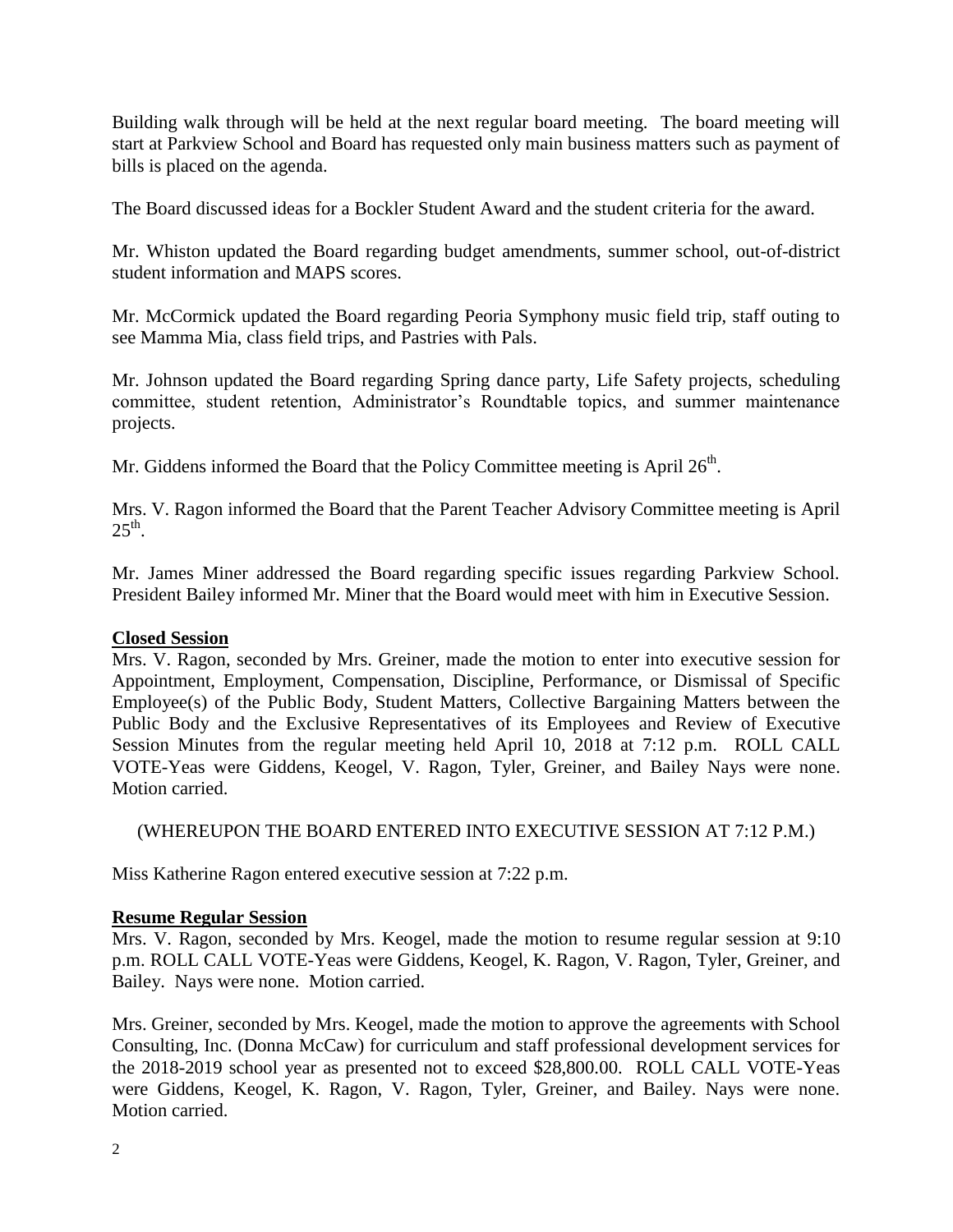Building walk through will be held at the next regular board meeting. The board meeting will start at Parkview School and Board has requested only main business matters such as payment of bills is placed on the agenda.

The Board discussed ideas for a Bockler Student Award and the student criteria for the award.

Mr. Whiston updated the Board regarding budget amendments, summer school, out-of-district student information and MAPS scores.

Mr. McCormick updated the Board regarding Peoria Symphony music field trip, staff outing to see Mamma Mia, class field trips, and Pastries with Pals.

Mr. Johnson updated the Board regarding Spring dance party, Life Safety projects, scheduling committee, student retention, Administrator's Roundtable topics, and summer maintenance projects.

Mr. Giddens informed the Board that the Policy Committee meeting is April 26th.

Mrs. V. Ragon informed the Board that the Parent Teacher Advisory Committee meeting is April 25th.

Mr. James Miner addressed the Board regarding specific issues regarding Parkview School. President Bailey informed Mr. Miner that the Board would meet with him in Executive Session.

**Closed Session**

Mrs. V. Ragon, seconded by Mrs. Greiner, made the motion to enter into executive session for Appointment, Employment, Compensation, Discipline, Performance, or Dismissal of Specific Employee(s) of the Public Body, Student Matters, Collective Bargaining Matters between the Public Body and the Exclusive Representatives of its Employees and Review of Executive Session Minutes from the regular meeting held April 10, 2018 at 7:12 p.m. ROLL CALL VOTE-Yeas were Giddens, Keogel, V. Ragon, Tyler, Greiner, and Bailey Nays were none. Motion carried.

(WHEREUPON THE BOARD ENTERED INTO EXECUTIVE SESSION AT 7:12 P.M.)

Miss Katherine Ragon entered executive session at 7:22 p.m.

**Resume Regular Session**

Mrs. V. Ragon, seconded by Mrs. Keogel, made the motion to resume regular session at 9:10 p.m. ROLL CALL VOTE-Yeas were Giddens, Keogel, K. Ragon, V. Ragon, Tyler, Greiner, and Bailey. Nays were none. Motion carried.

Mrs. Greiner, seconded by Mrs. Keogel, made the motion to approve the agreements with School Consulting, Inc. (Donna McCaw) for curriculum and staff professional development services for the 2018-2019 school year as presented not to exceed $28,800.00. ROLL CALL VOTE-Yeas were Giddens, Keogel, K. Ragon, V. Ragon, Tyler, Greiner, and Bailey. Nays were none. Motion carried.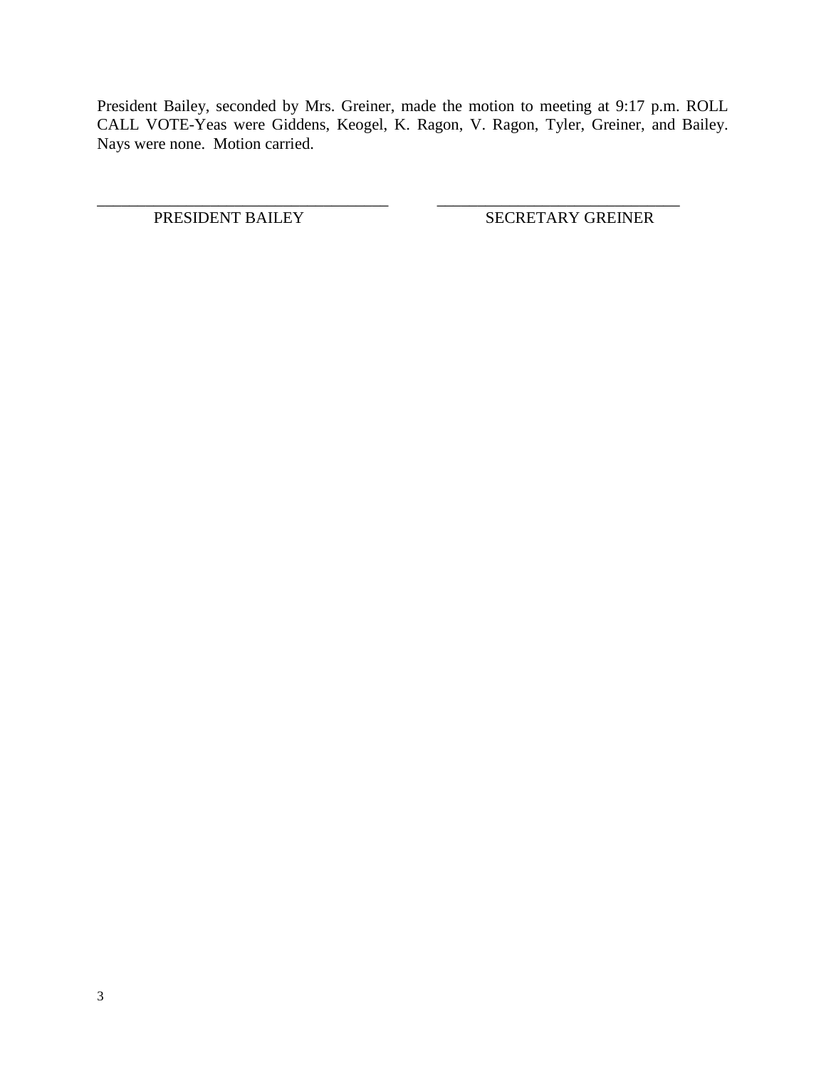President Bailey, seconded by Mrs. Greiner, made the motion to meeting at 9:17 p.m. ROLL CALL VOTE-Yeas were Giddens, Keogel, K. Ragon, V. Ragon, Tyler, Greiner, and Bailey. Nays were none. Motion carried.

_____________________________________ _______________________________

PRESIDENT BAILEY SECRETARY GREINER